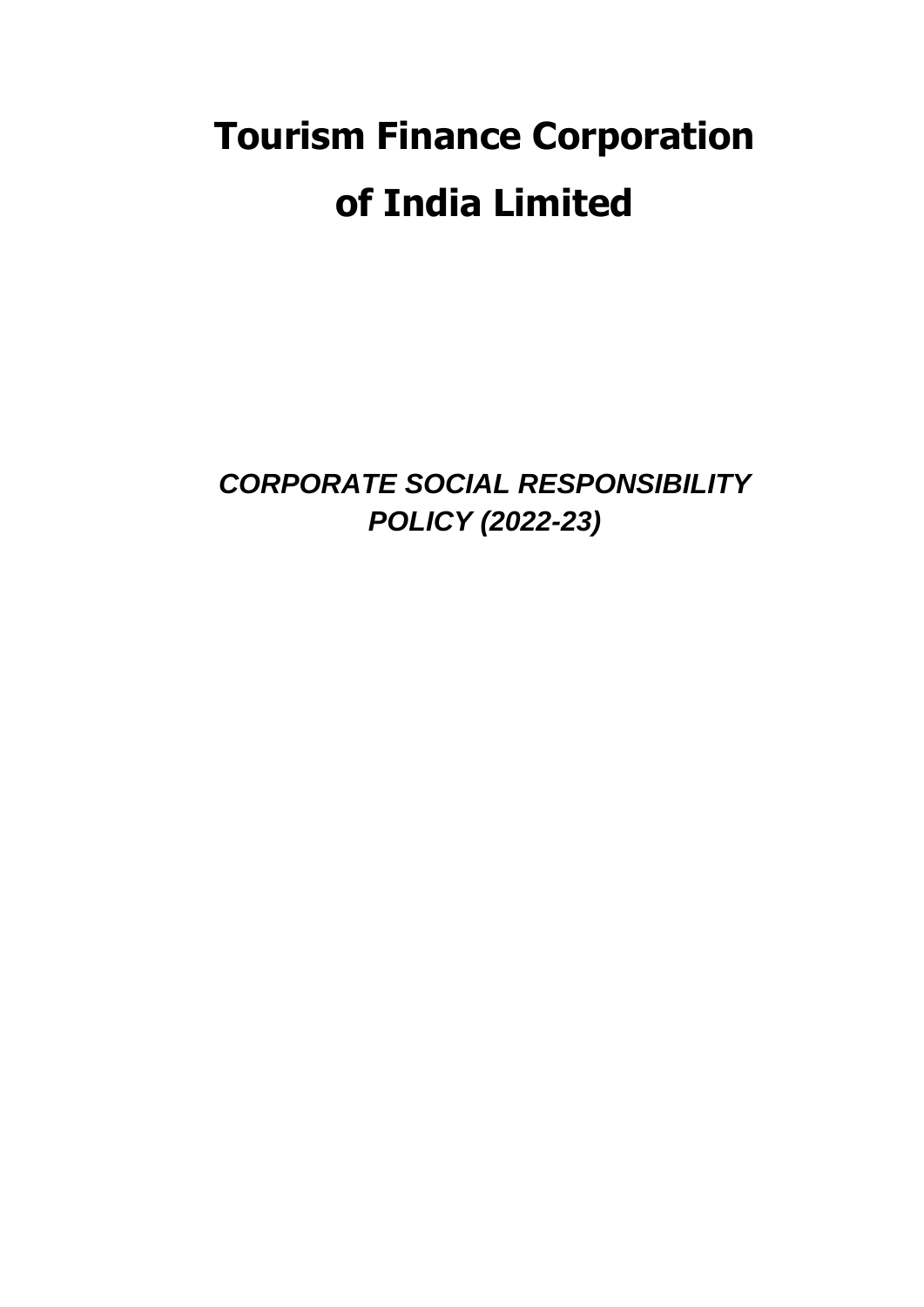# Tourism Finance Corporation of India Limited

***CORPORATE SOCIAL RESPONSIBILITY POLICY (2022-23)***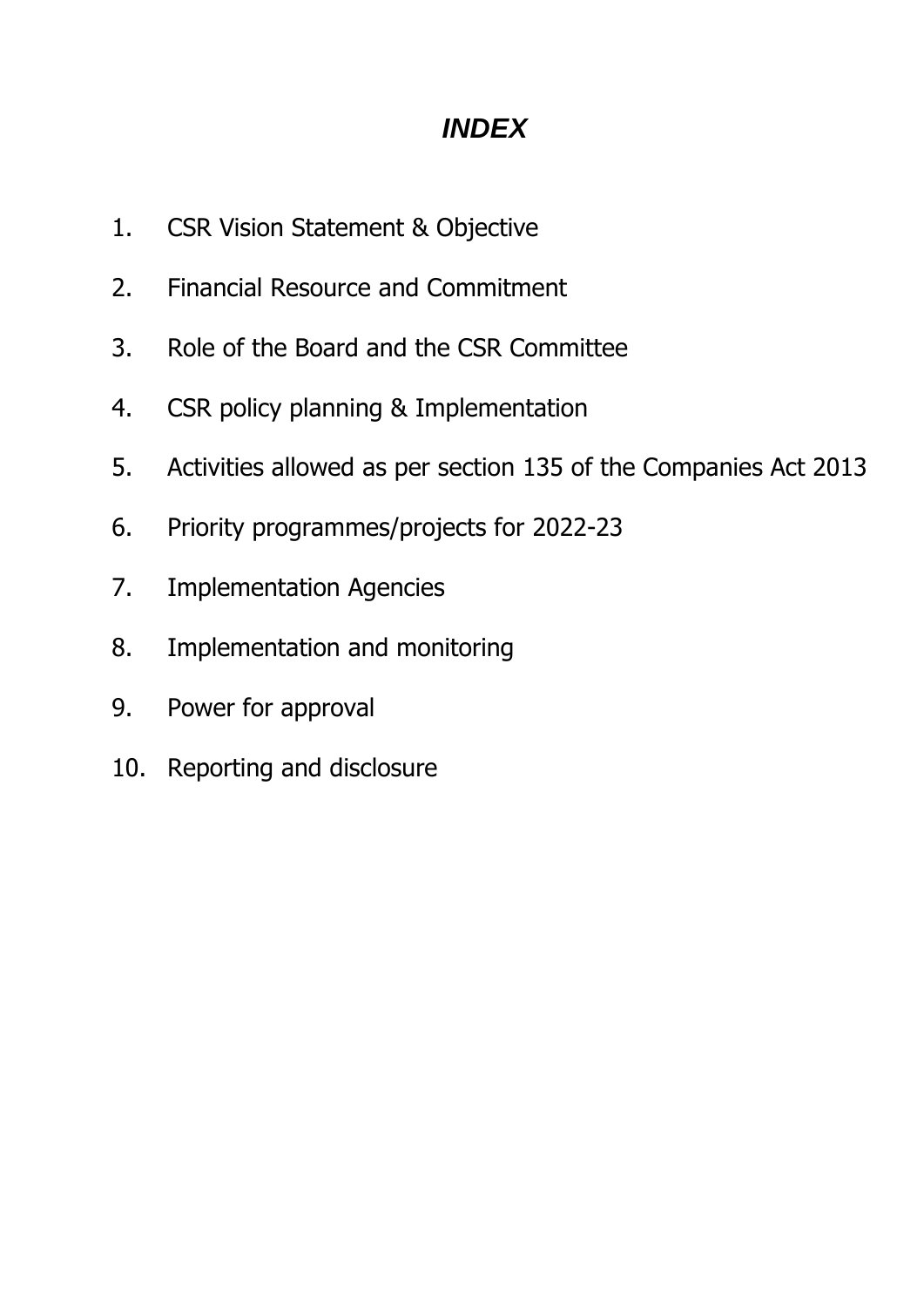# ***INDEX***

1. CSR Vision Statement & Objective
2. Financial Resource and Commitment
3. Role of the Board and the CSR Committee
4. CSR policy planning & Implementation
5. Activities allowed as per section 135 of the Companies Act 2013
6. Priority programmes/projects for 2022-23
7. Implementation Agencies
8. Implementation and monitoring
9. Power for approval
10. Reporting and disclosure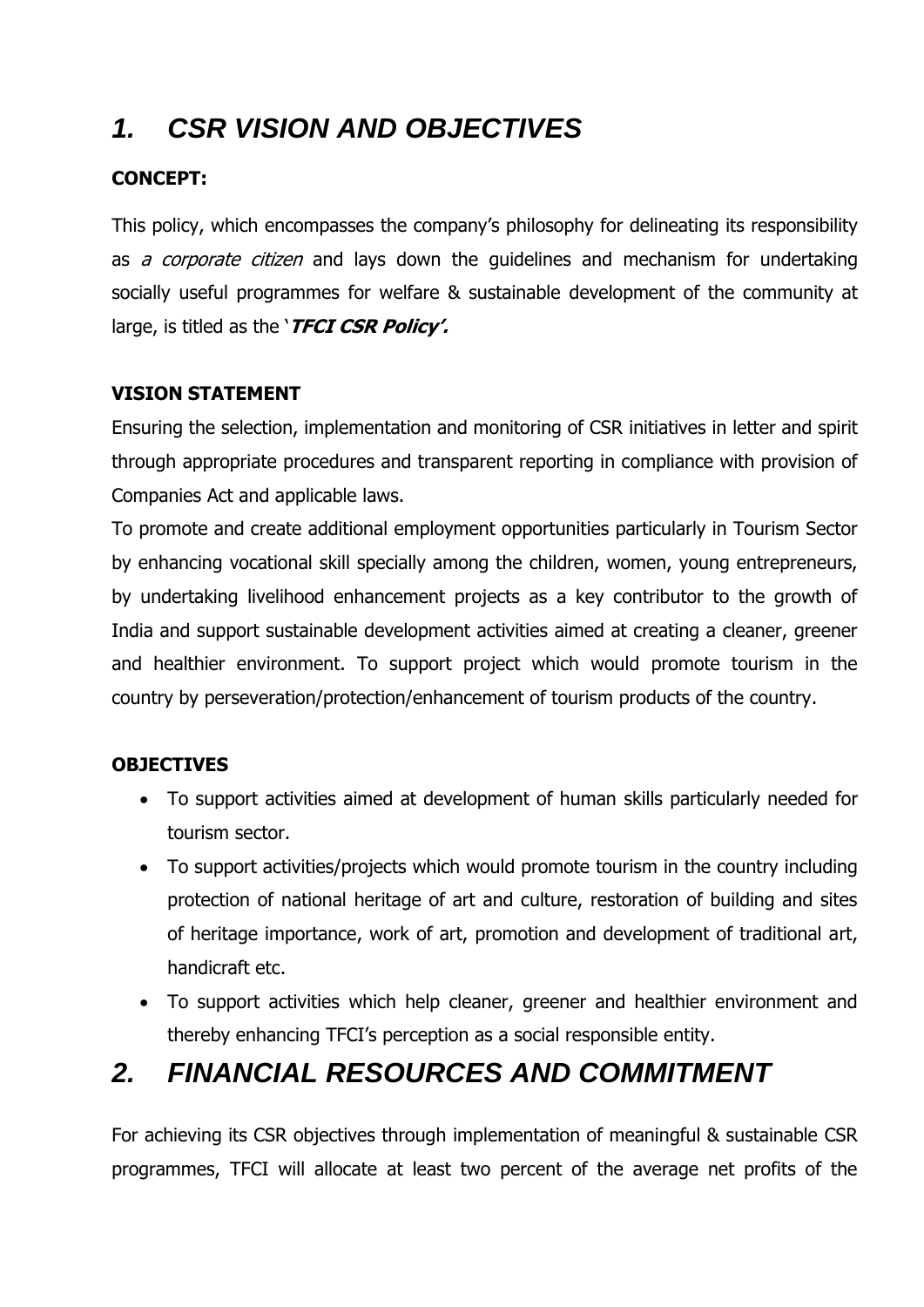# *1. CSR VISION AND OBJECTIVES*

**CONCEPT:**

This policy, which encompasses the company's philosophy for delineating its responsibility as *a corporate citizen* and lays down the guidelines and mechanism for undertaking socially useful programmes for welfare & sustainable development of the community at large, is titled as the '***TFCI CSR Policy'.***

**VISION STATEMENT**

Ensuring the selection, implementation and monitoring of CSR initiatives in letter and spirit through appropriate procedures and transparent reporting in compliance with provision of Companies Act and applicable laws.

To promote and create additional employment opportunities particularly in Tourism Sector by enhancing vocational skill specially among the children, women, young entrepreneurs, by undertaking livelihood enhancement projects as a key contributor to the growth of India and support sustainable development activities aimed at creating a cleaner, greener and healthier environment. To support project which would promote tourism in the country by perseveration/protection/enhancement of tourism products of the country.

**OBJECTIVES**

- To support activities aimed at development of human skills particularly needed for tourism sector.
- To support activities/projects which would promote tourism in the country including protection of national heritage of art and culture, restoration of building and sites of heritage importance, work of art, promotion and development of traditional art, handicraft etc.
- To support activities which help cleaner, greener and healthier environment and thereby enhancing TFCI's perception as a social responsible entity.

# *2. FINANCIAL RESOURCES AND COMMITMENT*

For achieving its CSR objectives through implementation of meaningful & sustainable CSR programmes, TFCI will allocate at least two percent of the average net profits of the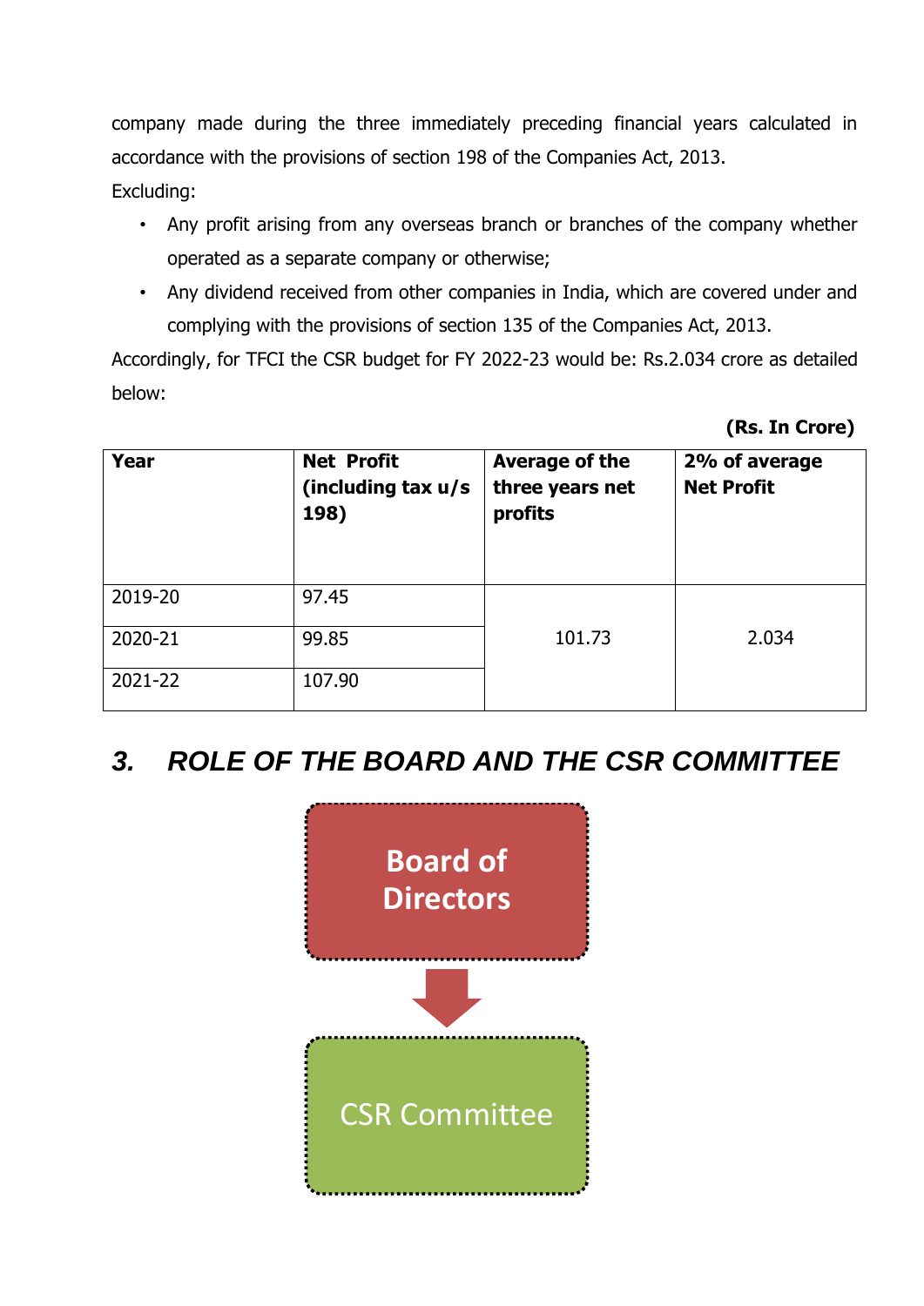company made during the three immediately preceding financial years calculated in accordance with the provisions of section 198 of the Companies Act, 2013.

Excluding:

- Any profit arising from any overseas branch or branches of the company whether operated as a separate company or otherwise;
- Any dividend received from other companies in India, which are covered under and complying with the provisions of section 135 of the Companies Act, 2013.

Accordingly, for TFCI the CSR budget for FY 2022-23 would be: Rs.2.034 crore as detailed below:

**(Rs. In Crore)**

| **Year** | **Net Profit (including tax u/s 198)** | **Average of the three years net profits** | **2% of average Net Profit** |
|---|---|---|---|
| 2019-20 | 97.45 | 101.73 | 2.034 |
| 2020-21 | 99.85 | | |
| 2021-22 | 107.90 | | |

## *3. ROLE OF THE BOARD AND THE CSR COMMITTEE*

Board of Directors

↓

CSR Committee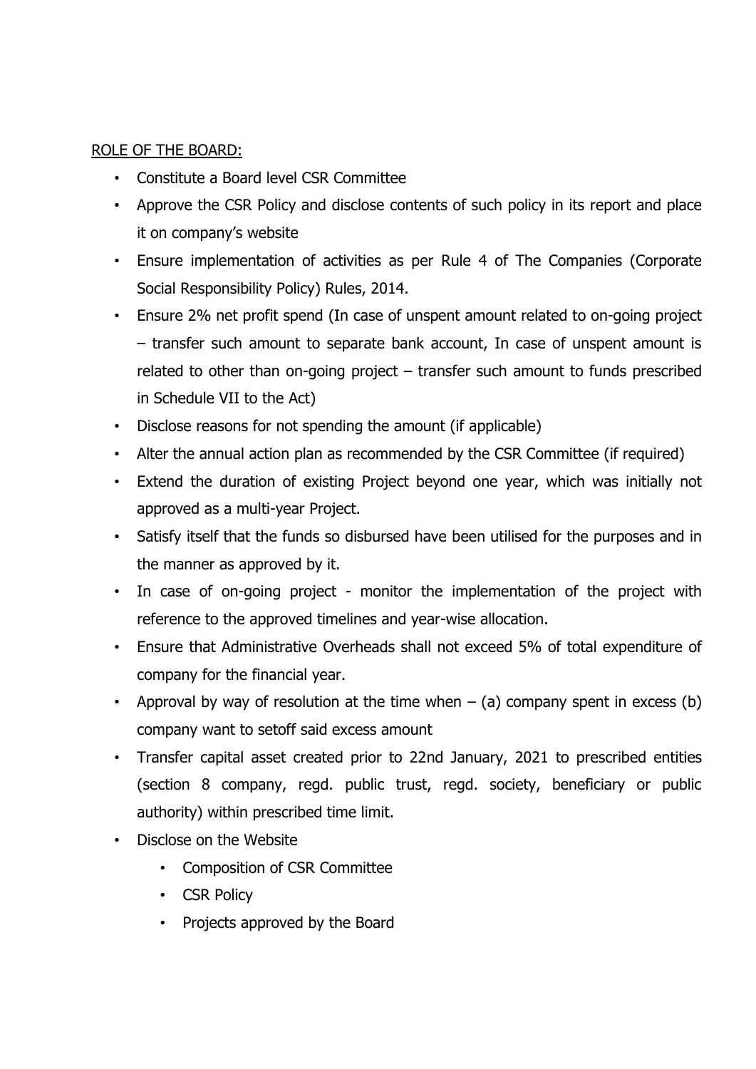ROLE OF THE BOARD:

- Constitute a Board level CSR Committee
- Approve the CSR Policy and disclose contents of such policy in its report and place it on company's website
- Ensure implementation of activities as per Rule 4 of The Companies (Corporate Social Responsibility Policy) Rules, 2014.
- Ensure 2% net profit spend (In case of unspent amount related to on-going project – transfer such amount to separate bank account, In case of unspent amount is related to other than on-going project – transfer such amount to funds prescribed in Schedule VII to the Act)
- Disclose reasons for not spending the amount (if applicable)
- Alter the annual action plan as recommended by the CSR Committee (if required)
- Extend the duration of existing Project beyond one year, which was initially not approved as a multi-year Project.
- Satisfy itself that the funds so disbursed have been utilised for the purposes and in the manner as approved by it.
- In case of on-going project - monitor the implementation of the project with reference to the approved timelines and year-wise allocation.
- Ensure that Administrative Overheads shall not exceed 5% of total expenditure of company for the financial year.
- Approval by way of resolution at the time when – (a) company spent in excess (b) company want to setoff said excess amount
- Transfer capital asset created prior to 22nd January, 2021 to prescribed entities (section 8 company, regd. public trust, regd. society, beneficiary or public authority) within prescribed time limit.
- Disclose on the Website
  - Composition of CSR Committee
  - CSR Policy
  - Projects approved by the Board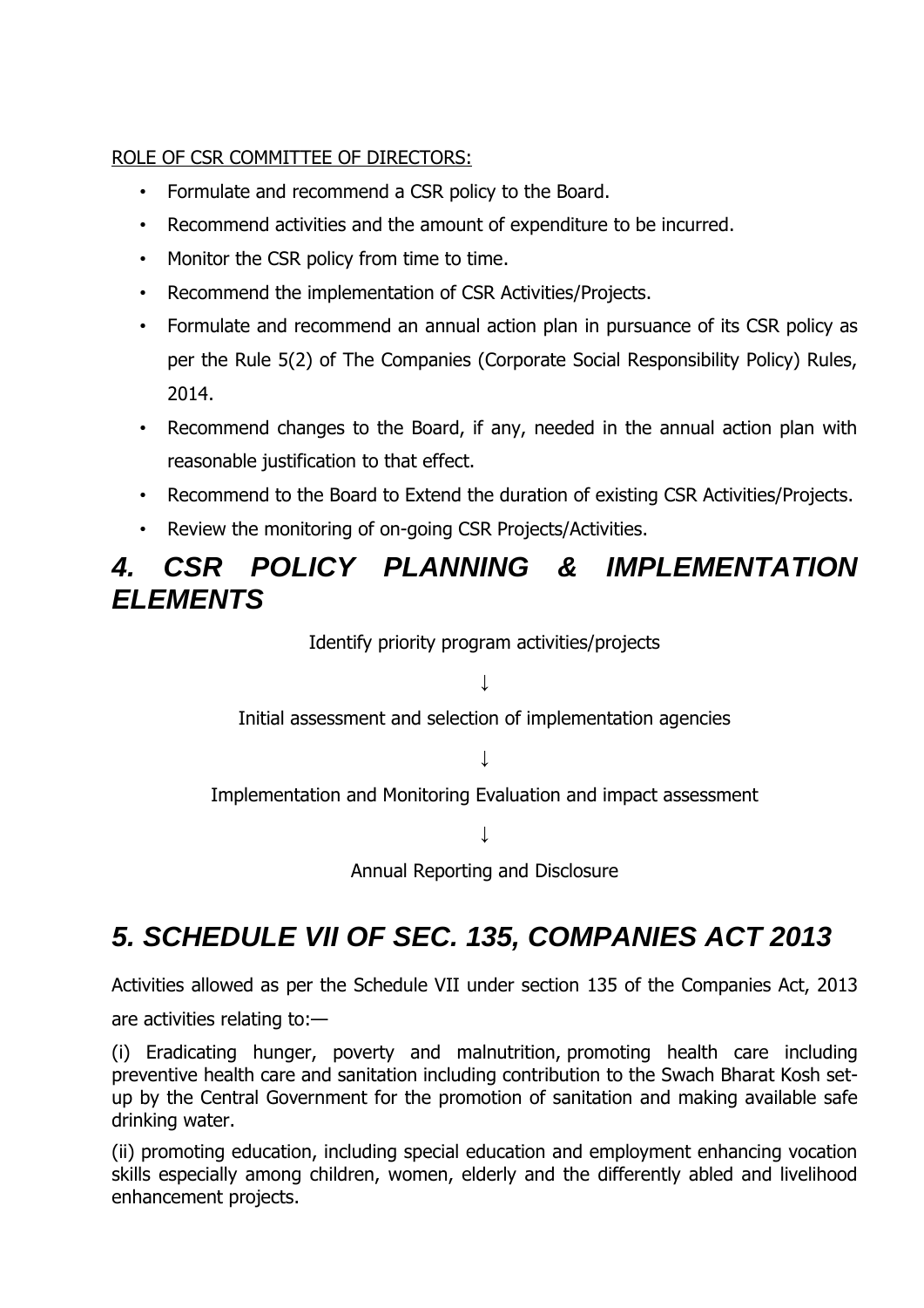ROLE OF CSR COMMITTEE OF DIRECTORS:

- Formulate and recommend a CSR policy to the Board.
- Recommend activities and the amount of expenditure to be incurred.
- Monitor the CSR policy from time to time.
- Recommend the implementation of CSR Activities/Projects.
- Formulate and recommend an annual action plan in pursuance of its CSR policy as per the Rule 5(2) of The Companies (Corporate Social Responsibility Policy) Rules, 2014.
- Recommend changes to the Board, if any, needed in the annual action plan with reasonable justification to that effect.
- Recommend to the Board to Extend the duration of existing CSR Activities/Projects.
- Review the monitoring of on-going CSR Projects/Activities.

## *4. CSR POLICY PLANNING & IMPLEMENTATION ELEMENTS*

Identify priority program activities/projects

↓

Initial assessment and selection of implementation agencies

↓

Implementation and Monitoring Evaluation and impact assessment

↓

Annual Reporting and Disclosure

## *5. SCHEDULE VII OF SEC. 135, COMPANIES ACT 2013*

Activities allowed as per the Schedule VII under section 135 of the Companies Act, 2013 are activities relating to:—

(i) Eradicating hunger, poverty and malnutrition, promoting health care including preventive health care and sanitation including contribution to the Swach Bharat Kosh set-up by the Central Government for the promotion of sanitation and making available safe drinking water.

(ii) promoting education, including special education and employment enhancing vocation skills especially among children, women, elderly and the differently abled and livelihood enhancement projects.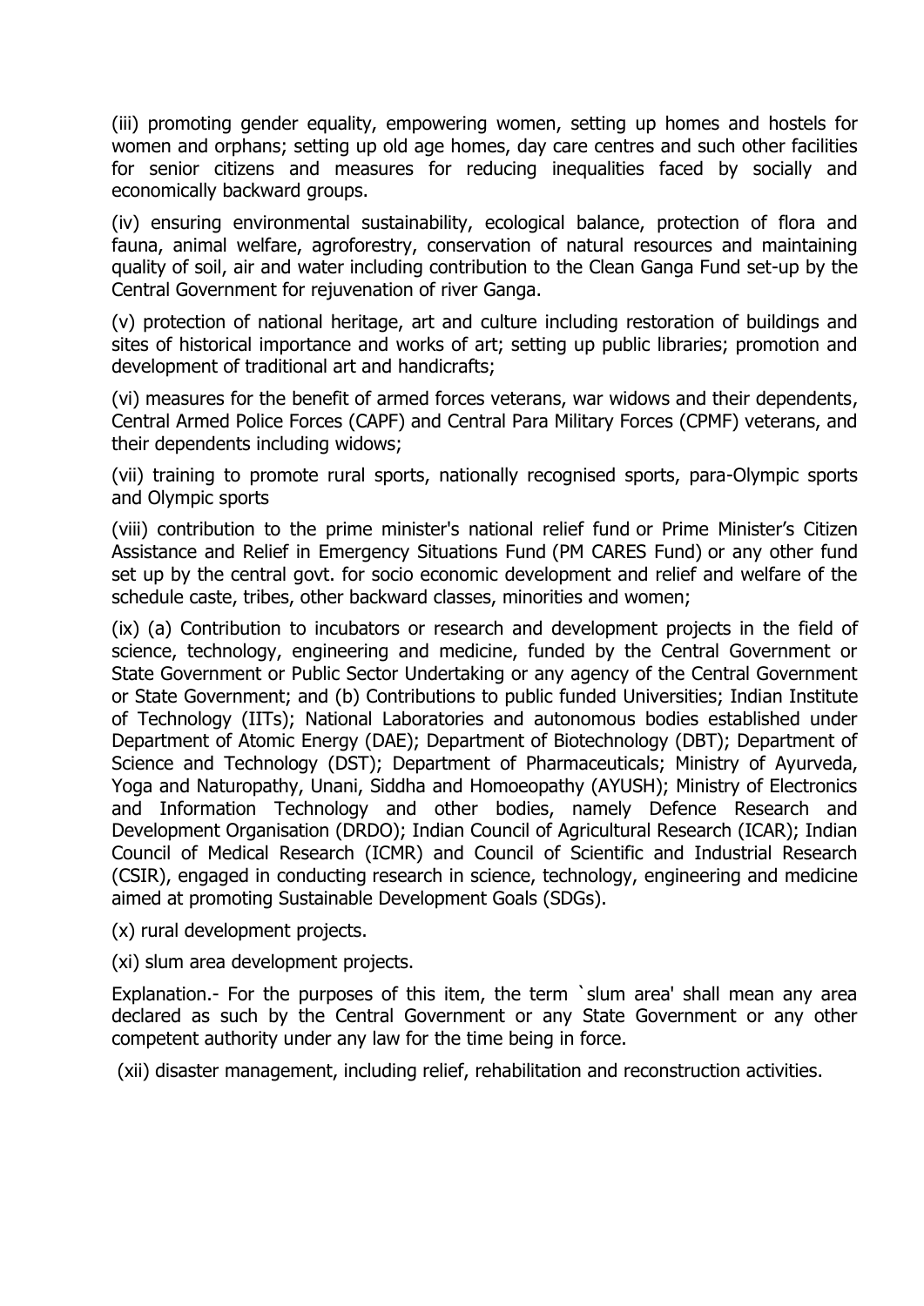(iii) promoting gender equality, empowering women, setting up homes and hostels for women and orphans; setting up old age homes, day care centres and such other facilities for senior citizens and measures for reducing inequalities faced by socially and economically backward groups.

(iv) ensuring environmental sustainability, ecological balance, protection of flora and fauna, animal welfare, agroforestry, conservation of natural resources and maintaining quality of soil, air and water including contribution to the Clean Ganga Fund set-up by the Central Government for rejuvenation of river Ganga.

(v) protection of national heritage, art and culture including restoration of buildings and sites of historical importance and works of art; setting up public libraries; promotion and development of traditional art and handicrafts;

(vi) measures for the benefit of armed forces veterans, war widows and their dependents, Central Armed Police Forces (CAPF) and Central Para Military Forces (CPMF) veterans, and their dependents including widows;

(vii) training to promote rural sports, nationally recognised sports, para-Olympic sports and Olympic sports

(viii) contribution to the prime minister's national relief fund or Prime Minister's Citizen Assistance and Relief in Emergency Situations Fund (PM CARES Fund) or any other fund set up by the central govt. for socio economic development and relief and welfare of the schedule caste, tribes, other backward classes, minorities and women;

(ix) (a) Contribution to incubators or research and development projects in the field of science, technology, engineering and medicine, funded by the Central Government or State Government or Public Sector Undertaking or any agency of the Central Government or State Government; and (b) Contributions to public funded Universities; Indian Institute of Technology (IITs); National Laboratories and autonomous bodies established under Department of Atomic Energy (DAE); Department of Biotechnology (DBT); Department of Science and Technology (DST); Department of Pharmaceuticals; Ministry of Ayurveda, Yoga and Naturopathy, Unani, Siddha and Homoeopathy (AYUSH); Ministry of Electronics and Information Technology and other bodies, namely Defence Research and Development Organisation (DRDO); Indian Council of Agricultural Research (ICAR); Indian Council of Medical Research (ICMR) and Council of Scientific and Industrial Research (CSIR), engaged in conducting research in science, technology, engineering and medicine aimed at promoting Sustainable Development Goals (SDGs).

(x) rural development projects.

(xi) slum area development projects.

Explanation.- For the purposes of this item, the term `slum area' shall mean any area declared as such by the Central Government or any State Government or any other competent authority under any law for the time being in force.

(xii) disaster management, including relief, rehabilitation and reconstruction activities.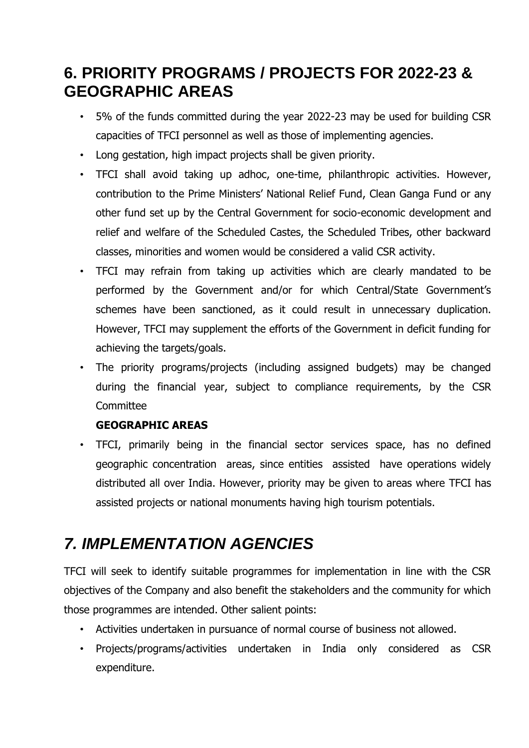## 6. PRIORITY PROGRAMS / PROJECTS FOR 2022-23 & GEOGRAPHIC AREAS

- 5% of the funds committed during the year 2022-23 may be used for building CSR capacities of TFCI personnel as well as those of implementing agencies.
- Long gestation, high impact projects shall be given priority.
- TFCI shall avoid taking up adhoc, one-time, philanthropic activities. However, contribution to the Prime Ministers' National Relief Fund, Clean Ganga Fund or any other fund set up by the Central Government for socio-economic development and relief and welfare of the Scheduled Castes, the Scheduled Tribes, other backward classes, minorities and women would be considered a valid CSR activity.
- TFCI may refrain from taking up activities which are clearly mandated to be performed by the Government and/or for which Central/State Government's schemes have been sanctioned, as it could result in unnecessary duplication. However, TFCI may supplement the efforts of the Government in deficit funding for achieving the targets/goals.
- The priority programs/projects (including assigned budgets) may be changed during the financial year, subject to compliance requirements, by the CSR Committee

**GEOGRAPHIC AREAS**

- TFCI, primarily being in the financial sector services space, has no defined geographic concentration areas, since entities assisted have operations widely distributed all over India. However, priority may be given to areas where TFCI has assisted projects or national monuments having high tourism potentials.

## *7. IMPLEMENTATION AGENCIES*

TFCI will seek to identify suitable programmes for implementation in line with the CSR objectives of the Company and also benefit the stakeholders and the community for which those programmes are intended. Other salient points:

- Activities undertaken in pursuance of normal course of business not allowed.
- Projects/programs/activities undertaken in India only considered as CSR expenditure.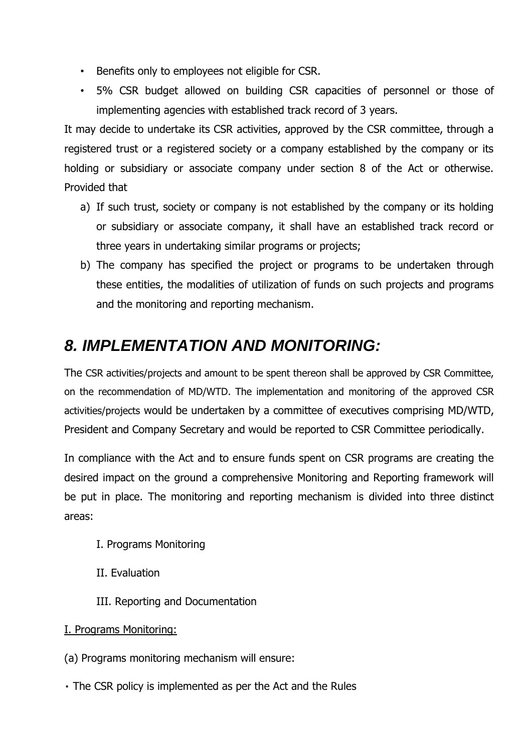- Benefits only to employees not eligible for CSR.
- 5% CSR budget allowed on building CSR capacities of personnel or those of implementing agencies with established track record of 3 years.

It may decide to undertake its CSR activities, approved by the CSR committee, through a registered trust or a registered society or a company established by the company or its holding or subsidiary or associate company under section 8 of the Act or otherwise. Provided that

a) If such trust, society or company is not established by the company or its holding or subsidiary or associate company, it shall have an established track record or three years in undertaking similar programs or projects;
b) The company has specified the project or programs to be undertaken through these entities, the modalities of utilization of funds on such projects and programs and the monitoring and reporting mechanism.

## *8. IMPLEMENTATION AND MONITORING:*

The CSR activities/projects and amount to be spent thereon shall be approved by CSR Committee, on the recommendation of MD/WTD. The implementation and monitoring of the approved CSR activities/projects would be undertaken by a committee of executives comprising MD/WTD, President and Company Secretary and would be reported to CSR Committee periodically.

In compliance with the Act and to ensure funds spent on CSR programs are creating the desired impact on the ground a comprehensive Monitoring and Reporting framework will be put in place. The monitoring and reporting mechanism is divided into three distinct areas:

I. Programs Monitoring

II. Evaluation

III. Reporting and Documentation

I. Programs Monitoring:

(a) Programs monitoring mechanism will ensure:

- The CSR policy is implemented as per the Act and the Rules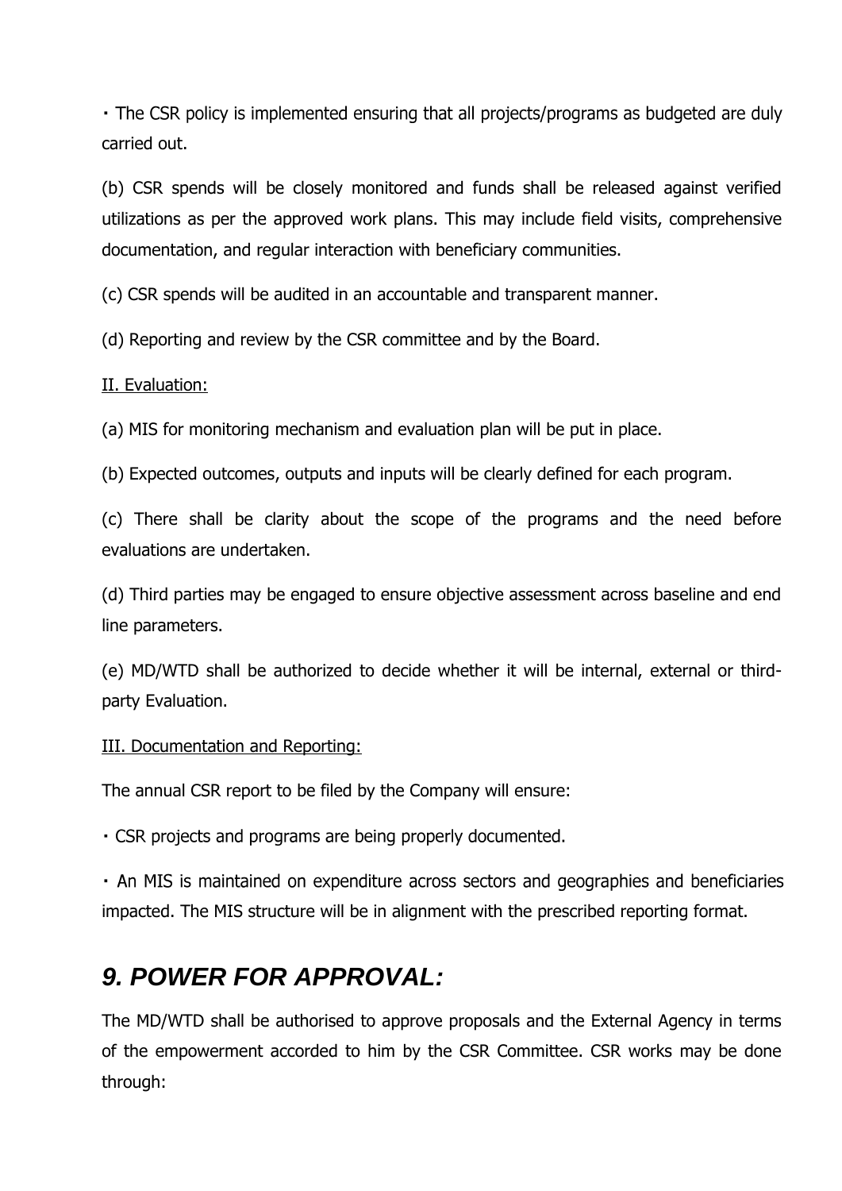- The CSR policy is implemented ensuring that all projects/programs as budgeted are duly carried out.

(b) CSR spends will be closely monitored and funds shall be released against verified utilizations as per the approved work plans. This may include field visits, comprehensive documentation, and regular interaction with beneficiary communities.

(c) CSR spends will be audited in an accountable and transparent manner.

(d) Reporting and review by the CSR committee and by the Board.

<u>II. Evaluation:</u>

(a) MIS for monitoring mechanism and evaluation plan will be put in place.

(b) Expected outcomes, outputs and inputs will be clearly defined for each program.

(c) There shall be clarity about the scope of the programs and the need before evaluations are undertaken.

(d) Third parties may be engaged to ensure objective assessment across baseline and end line parameters.

(e) MD/WTD shall be authorized to decide whether it will be internal, external or third-party Evaluation.

<u>III. Documentation and Reporting:</u>

The annual CSR report to be filed by the Company will ensure:

- CSR projects and programs are being properly documented.
- An MIS is maintained on expenditure across sectors and geographies and beneficiaries impacted. The MIS structure will be in alignment with the prescribed reporting format.

## *9. POWER FOR APPROVAL:*

The MD/WTD shall be authorised to approve proposals and the External Agency in terms of the empowerment accorded to him by the CSR Committee. CSR works may be done through: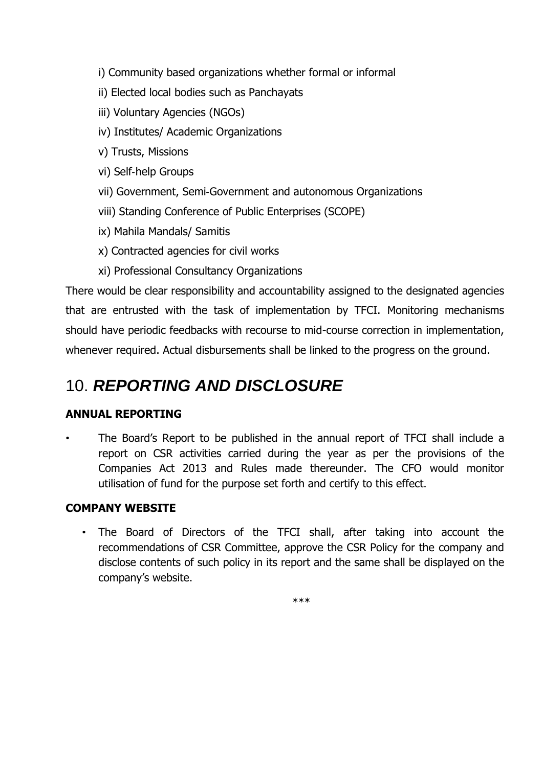i) Community based organizations whether formal or informal

ii) Elected local bodies such as Panchayats

iii) Voluntary Agencies (NGOs)

iv) Institutes/ Academic Organizations

v) Trusts, Missions

vi) Self-help Groups

vii) Government, Semi-Government and autonomous Organizations

viii) Standing Conference of Public Enterprises (SCOPE)

ix) Mahila Mandals/ Samitis

x) Contracted agencies for civil works

xi) Professional Consultancy Organizations

There would be clear responsibility and accountability assigned to the designated agencies that are entrusted with the task of implementation by TFCI. Monitoring mechanisms should have periodic feedbacks with recourse to mid-course correction in implementation, whenever required. Actual disbursements shall be linked to the progress on the ground.

# 10. ***REPORTING AND DISCLOSURE***

**ANNUAL REPORTING**

- The Board's Report to be published in the annual report of TFCI shall include a report on CSR activities carried during the year as per the provisions of the Companies Act 2013 and Rules made thereunder. The CFO would monitor utilisation of fund for the purpose set forth and certify to this effect.

**COMPANY WEBSITE**

- The Board of Directors of the TFCI shall, after taking into account the recommendations of CSR Committee, approve the CSR Policy for the company and disclose contents of such policy in its report and the same shall be displayed on the company's website.

***